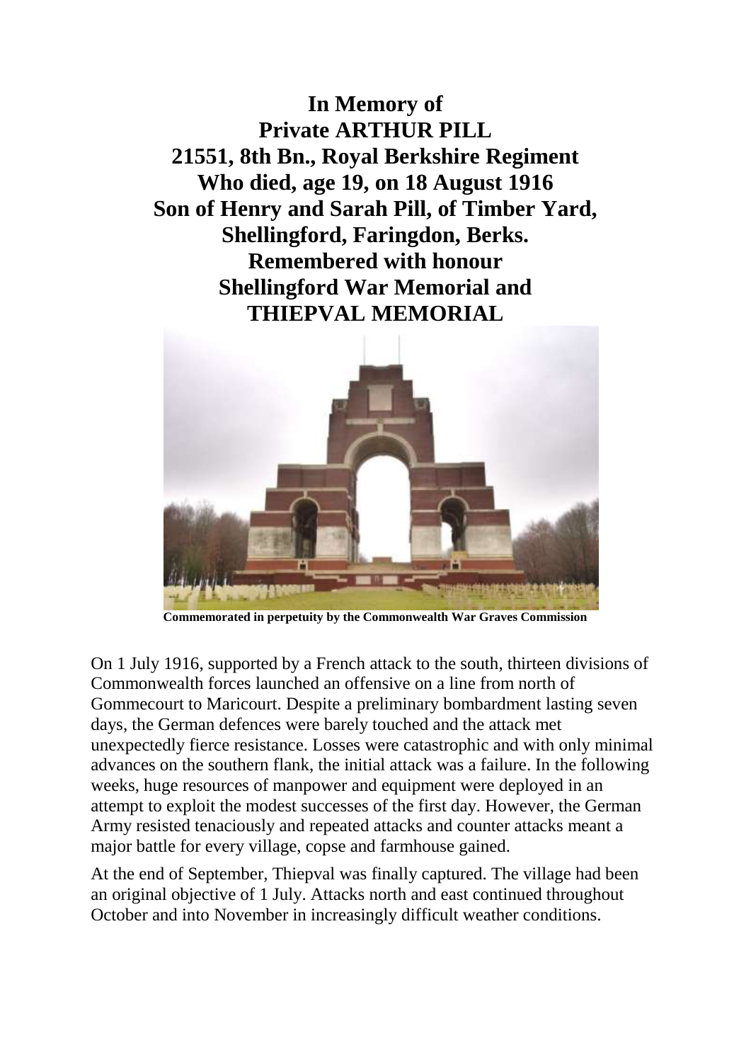**In Memory of**
**Private ARTHUR PILL**
**21551, 8th Bn., Royal Berkshire Regiment**
**Who died, age 19, on 18 August 1916**
**Son of Henry and Sarah Pill, of Timber Yard, Shellingford, Faringdon, Berks.**
**Remembered with honour**
**Shellingford War Memorial and**
**THIEPVAL MEMORIAL**

**Commemorated in perpetuity by the Commonwealth War Graves Commission**

On 1 July 1916, supported by a French attack to the south, thirteen divisions of Commonwealth forces launched an offensive on a line from north of Gommecourt to Maricourt. Despite a preliminary bombardment lasting seven days, the German defences were barely touched and the attack met unexpectedly fierce resistance. Losses were catastrophic and with only minimal advances on the southern flank, the initial attack was a failure. In the following weeks, huge resources of manpower and equipment were deployed in an attempt to exploit the modest successes of the first day. However, the German Army resisted tenaciously and repeated attacks and counter attacks meant a major battle for every village, copse and farmhouse gained.

At the end of September, Thiepval was finally captured. The village had been an original objective of 1 July. Attacks north and east continued throughout October and into November in increasingly difficult weather conditions.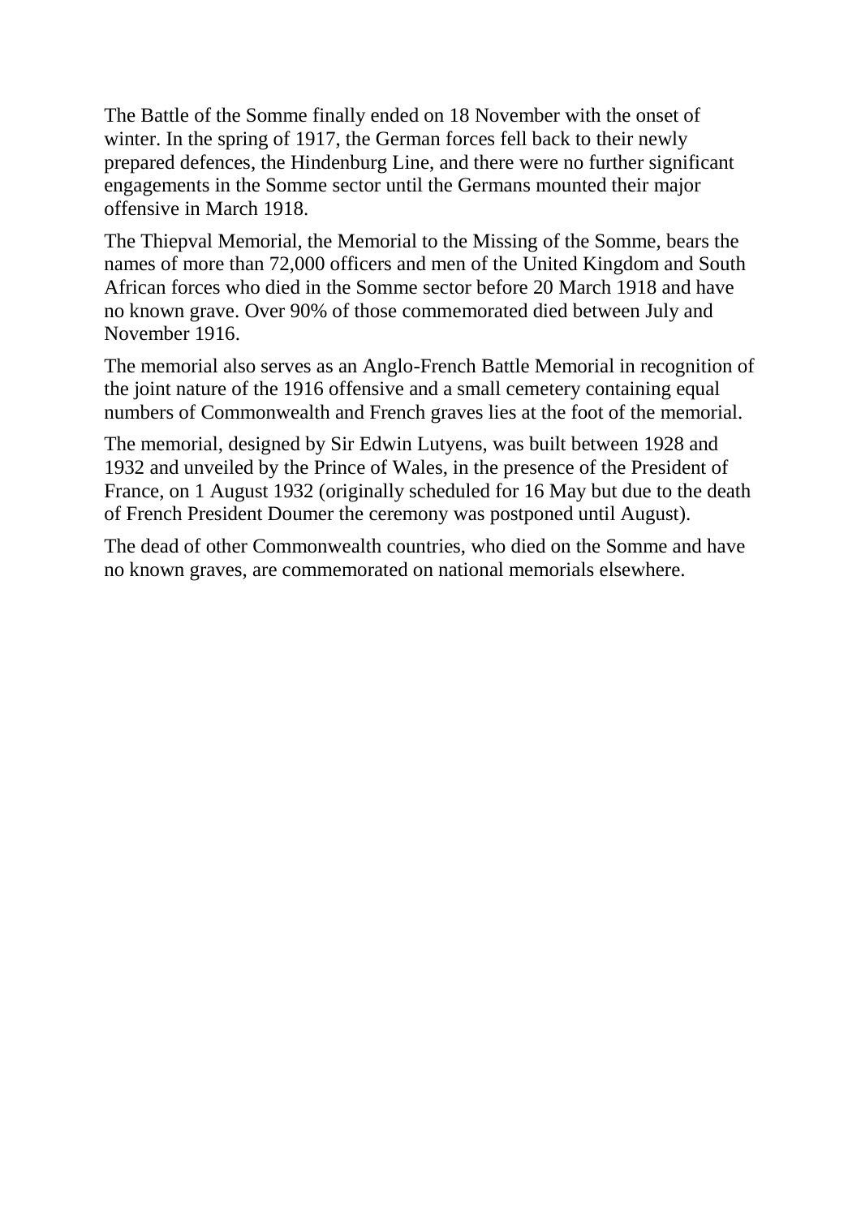The Battle of the Somme finally ended on 18 November with the onset of winter. In the spring of 1917, the German forces fell back to their newly prepared defences, the Hindenburg Line, and there were no further significant engagements in the Somme sector until the Germans mounted their major offensive in March 1918.

The Thiepval Memorial, the Memorial to the Missing of the Somme, bears the names of more than 72,000 officers and men of the United Kingdom and South African forces who died in the Somme sector before 20 March 1918 and have no known grave. Over 90% of those commemorated died between July and November 1916.

The memorial also serves as an Anglo-French Battle Memorial in recognition of the joint nature of the 1916 offensive and a small cemetery containing equal numbers of Commonwealth and French graves lies at the foot of the memorial.

The memorial, designed by Sir Edwin Lutyens, was built between 1928 and 1932 and unveiled by the Prince of Wales, in the presence of the President of France, on 1 August 1932 (originally scheduled for 16 May but due to the death of French President Doumer the ceremony was postponed until August).

The dead of other Commonwealth countries, who died on the Somme and have no known graves, are commemorated on national memorials elsewhere.